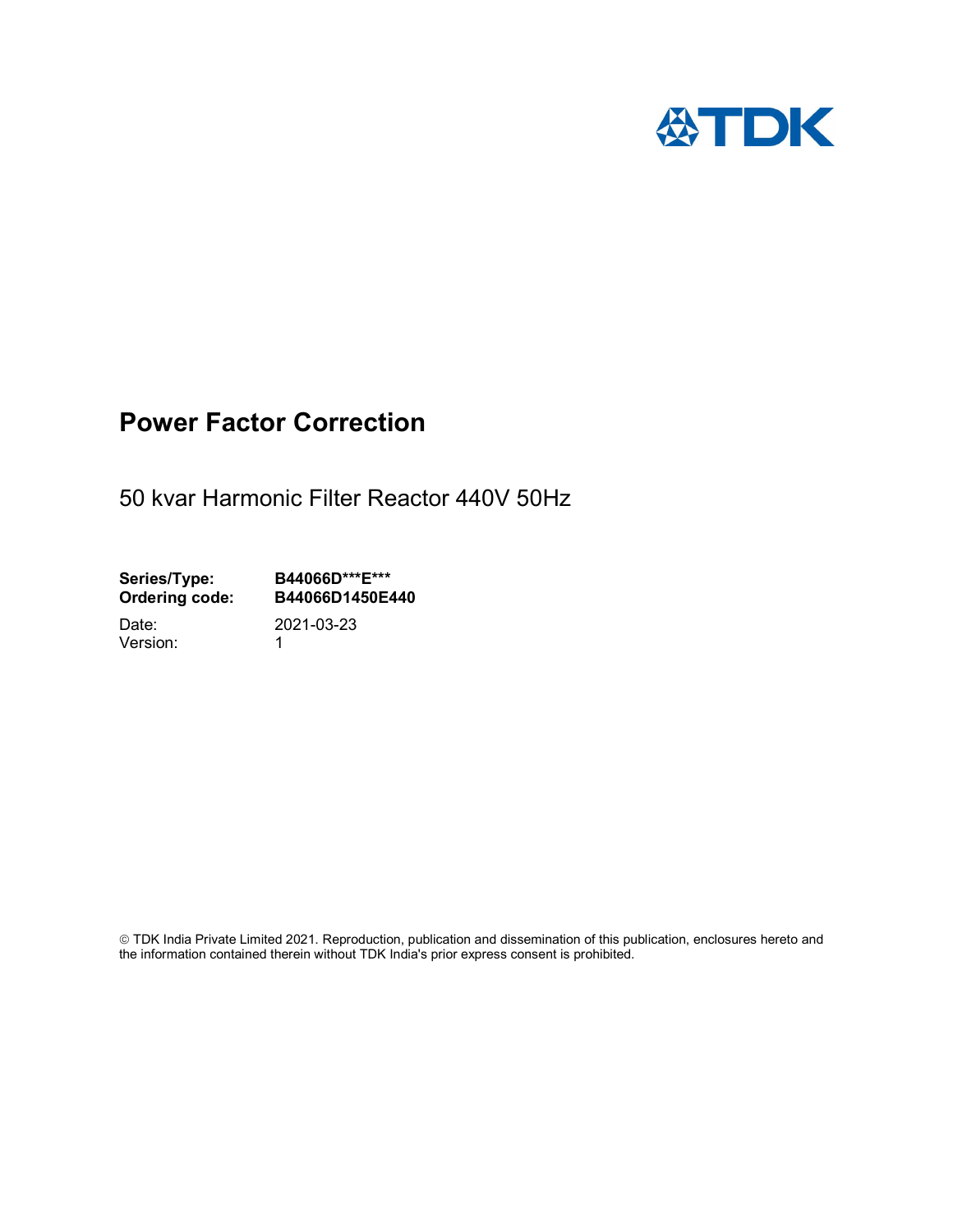TDK

# Power Factor Correction

50 kvar Harmonic Filter Reactor 440V 50Hz

**Series/Type:** **B44066D***E*****
**Ordering code:** **B44066D1450E440**

Date: 2021-03-23
Version: 1

© TDK India Private Limited 2021. Reproduction, publication and dissemination of this publication, enclosures hereto and the information contained therein without TDK India's prior express consent is prohibited.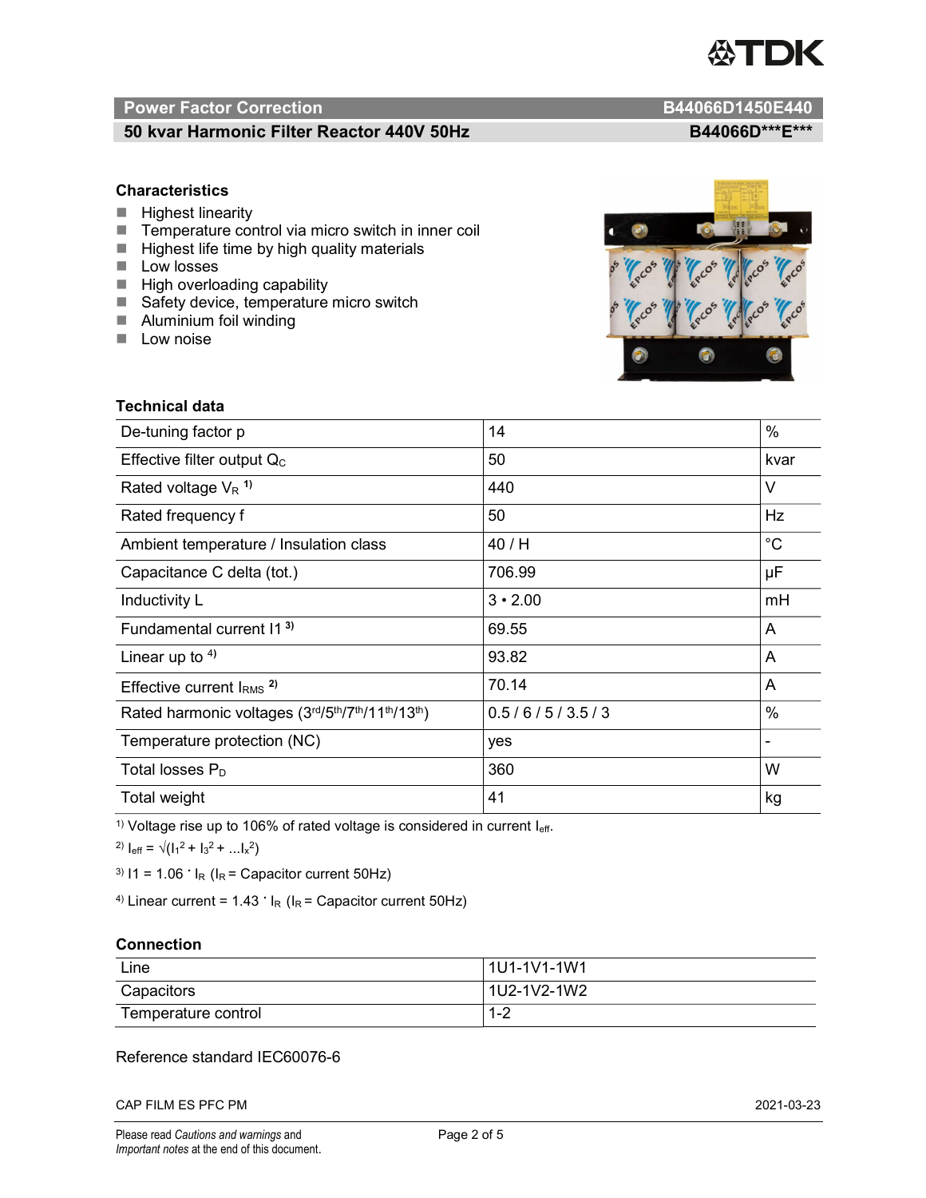## Power Factor Correction — B44066D1450E440

### 50 kvar Harmonic Filter Reactor 440V 50Hz — B44066D***E***

### Characteristics

- Highest linearity
- Temperature control via micro switch in inner coil
- Highest life time by high quality materials
- Low losses
- High overloading capability
- Safety device, temperature micro switch
- Aluminium foil winding
- Low noise

### Technical data

| | | |
|---|---|---|
| De-tuning factor p | 14 | % |
| Effective filter output $Q_C$ | 50 | kvar |
| Rated voltage $V_R$ [1)] | 440 | V |
| Rated frequency f | 50 | Hz |
| Ambient temperature / Insulation class | 40 / H | °C |
| Capacitance C delta (tot.) | 706.99 | µF |
| Inductivity L | 3 • 2.00 | mH |
| Fundamental current I1 [3)] | 69.55 | A |
| Linear up to [4)] | 93.82 | A |
| Effective current $I_{RMS}$ [2)] | 70.14 | A |
| Rated harmonic voltages (3rd/5th/7th/11th/13th) | 0.5 / 6 / 5 / 3.5 / 3 | % |
| Temperature protection (NC) | yes | - |
| Total losses $P_D$ | 360 | W |
| Total weight | 41 | kg |

[1)] Voltage rise up to 106% of rated voltage is considered in current $I_{eff}$.

[2)] $I_{eff} = \sqrt{(I_1^2 + I_3^2 + ...I_x^2)}$

[3)] $I1 = 1.06 \cdot I_R$ ($I_R$ = Capacitor current 50Hz)

[4)] Linear current $= 1.43 \cdot I_R$ ($I_R$ = Capacitor current 50Hz)

### Connection

| | |
|---|---|
| Line | 1U1-1V1-1W1 |
| Capacitors | 1U2-1V2-1W2 |
| Temperature control | 1-2 |

Reference standard IEC60076-6

CAP FILM ES PFC PM — 2021-03-23

Please read *Cautions and warnings* and *Important notes* at the end of this document.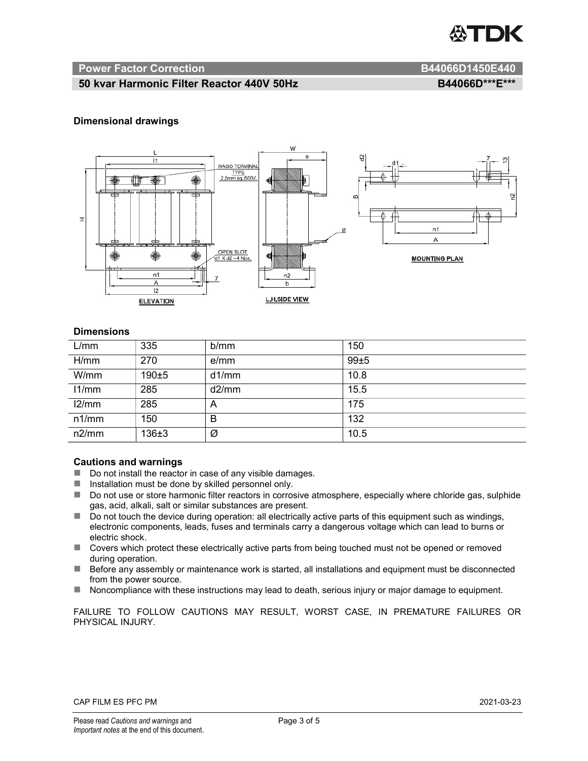## Power Factor Correction B44066D1450E440

## 50 kvar Harmonic Filter Reactor 440V 50Hz B44066D\*\*\*E\*\*\*

### Dimensional drawings

### Dimensions

| L/mm | 335 | b/mm | 150 |
|---|---|---|---|
| H/mm | 270 | e/mm | 99±5 |
| W/mm | 190±5 | d1/mm | 10.8 |
| l1/mm | 285 | d2/mm | 15.5 |
| l2/mm | 285 | A | 175 |
| n1/mm | 150 | B | 132 |
| n2/mm | 136±3 | Ø | 10.5 |

### Cautions and warnings

- Do not install the reactor in case of any visible damages.
- Installation must be done by skilled personnel only.
- Do not use or store harmonic filter reactors in corrosive atmosphere, especially where chloride gas, sulphide gas, acid, alkali, salt or similar substances are present.
- Do not touch the device during operation: all electrically active parts of this equipment such as windings, electronic components, leads, fuses and terminals carry a dangerous voltage which can lead to burns or electric shock.
- Covers which protect these electrically active parts from being touched must not be opened or removed during operation.
- Before any assembly or maintenance work is started, all installations and equipment must be disconnected from the power source.
- Noncompliance with these instructions may lead to death, serious injury or major damage to equipment.

FAILURE TO FOLLOW CAUTIONS MAY RESULT, WORST CASE, IN PREMATURE FAILURES OR PHYSICAL INJURY.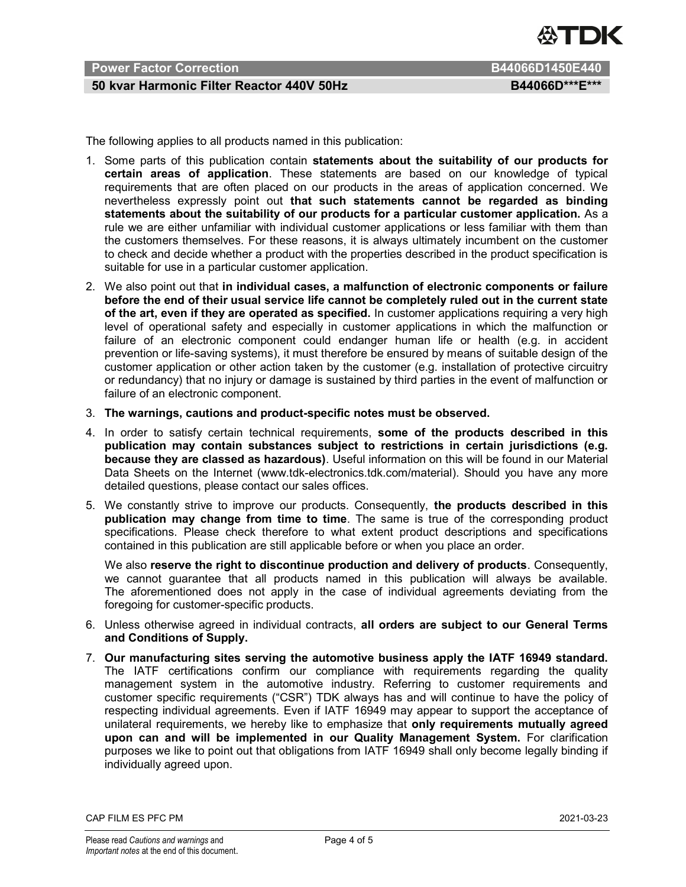The following applies to all products named in this publication:

1. Some parts of this publication contain **statements about the suitability of our products for certain areas of application**. These statements are based on our knowledge of typical requirements that are often placed on our products in the areas of application concerned. We nevertheless expressly point out **that such statements cannot be regarded as binding statements about the suitability of our products for a particular customer application.** As a rule we are either unfamiliar with individual customer applications or less familiar with them than the customers themselves. For these reasons, it is always ultimately incumbent on the customer to check and decide whether a product with the properties described in the product specification is suitable for use in a particular customer application.
2. We also point out that **in individual cases, a malfunction of electronic components or failure before the end of their usual service life cannot be completely ruled out in the current state of the art, even if they are operated as specified.** In customer applications requiring a very high level of operational safety and especially in customer applications in which the malfunction or failure of an electronic component could endanger human life or health (e.g. in accident prevention or life-saving systems), it must therefore be ensured by means of suitable design of the customer application or other action taken by the customer (e.g. installation of protective circuitry or redundancy) that no injury or damage is sustained by third parties in the event of malfunction or failure of an electronic component.
3. **The warnings, cautions and product-specific notes must be observed.**
4. In order to satisfy certain technical requirements, **some of the products described in this publication may contain substances subject to restrictions in certain jurisdictions (e.g. because they are classed as hazardous)**. Useful information on this will be found in our Material Data Sheets on the Internet (www.tdk-electronics.tdk.com/material). Should you have any more detailed questions, please contact our sales offices.
5. We constantly strive to improve our products. Consequently, **the products described in this publication may change from time to time**. The same is true of the corresponding product specifications. Please check therefore to what extent product descriptions and specifications contained in this publication are still applicable before or when you place an order.

   We also **reserve the right to discontinue production and delivery of products**. Consequently, we cannot guarantee that all products named in this publication will always be available. The aforementioned does not apply in the case of individual agreements deviating from the foregoing for customer-specific products.
6. Unless otherwise agreed in individual contracts, **all orders are subject to our General Terms and Conditions of Supply.**
7. **Our manufacturing sites serving the automotive business apply the IATF 16949 standard.** The IATF certifications confirm our compliance with requirements regarding the quality management system in the automotive industry. Referring to customer requirements and customer specific requirements ("CSR") TDK always has and will continue to have the policy of respecting individual agreements. Even if IATF 16949 may appear to support the acceptance of unilateral requirements, we hereby like to emphasize that **only requirements mutually agreed upon can and will be implemented in our Quality Management System.** For clarification purposes we like to point out that obligations from IATF 16949 shall only become legally binding if individually agreed upon.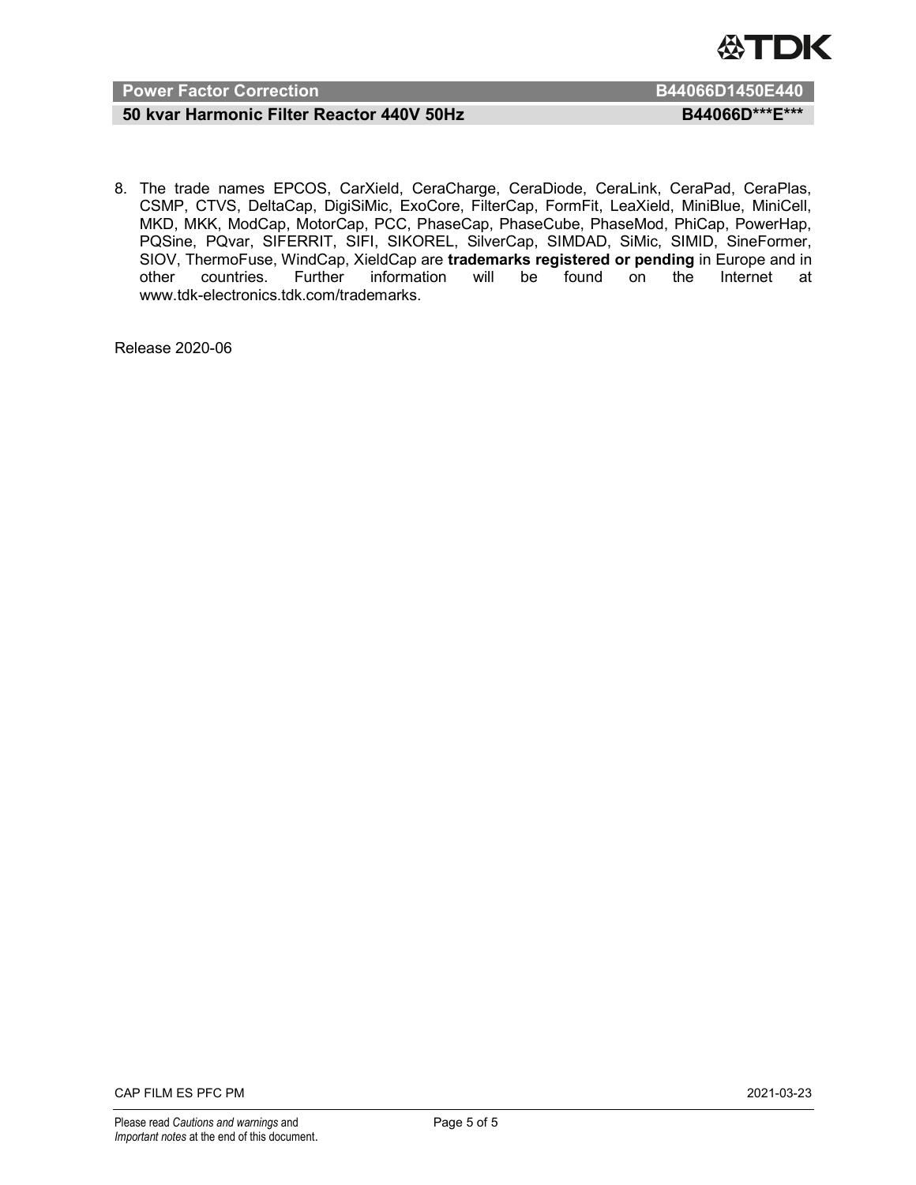8. The trade names EPCOS, CarXield, CeraCharge, CeraDiode, CeraLink, CeraPad, CeraPlas, CSMP, CTVS, DeltaCap, DigiSiMic, ExoCore, FilterCap, FormFit, LeaXield, MiniBlue, MiniCell, MKD, MKK, ModCap, MotorCap, PCC, PhaseCap, PhaseCube, PhaseMod, PhiCap, PowerHap, PQSine, PQvar, SIFERRIT, SIFI, SIKOREL, SilverCap, SIMDAD, SiMic, SIMID, SineFormer, SIOV, ThermoFuse, WindCap, XieldCap are **trademarks registered or pending** in Europe and in other countries. Further information will be found on the Internet at www.tdk-electronics.tdk.com/trademarks.

Release 2020-06